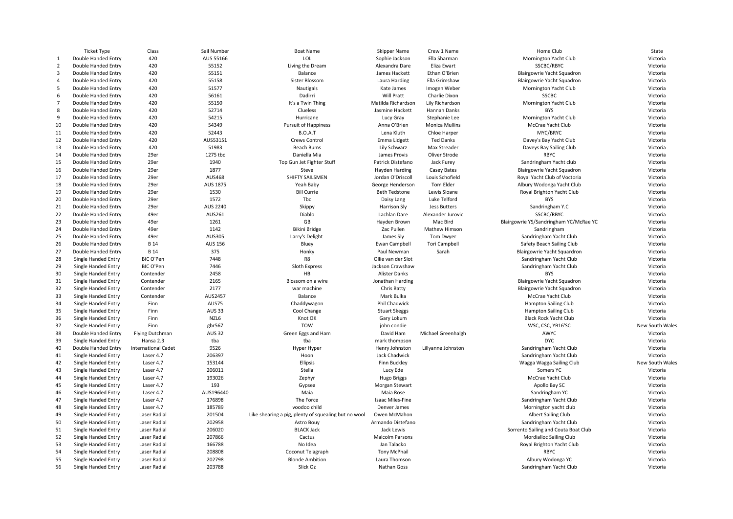| | Ticket Type | Class | Sail Number | Boat Name | Skipper Name | Crew 1 Name | Home Club | State |
|---|---|---|---|---|---|---|---|---|
| 1 | Double Handed Entry | 420 | AUS 55166 | LOL | Sophie Jackson | Ella Sharman | Mornington Yacht Club | Victoria |
| 2 | Double Handed Entry | 420 | 55152 | Living the Dream | Alexandra Dare | Eliza Ewart | SSCBC/RBYC | Victoria |
| 3 | Double Handed Entry | 420 | 55151 | Balance | James Hackett | Ethan O'Brien | Blairgowrie Yacht Squadron | Victoria |
| 4 | Double Handed Entry | 420 | 55158 | Sister Blossom | Laura Harding | Ella Grimshaw | Blairgowrie Yacht Squadron | Victoria |
| 5 | Double Handed Entry | 420 | 51577 | Nautigals | Kate James | Imogen Weber | Mornington Yacht Club | Victoria |
| 6 | Double Handed Entry | 420 | 56161 | Dadirri | Will Pratt | Charlie Dixon | SSCBC | Victoria |
| 7 | Double Handed Entry | 420 | 55150 | It's a Twin Thing | Matilda Richardson | Lily Richardson | Mornington Yacht Club | Victoria |
| 8 | Double Handed Entry | 420 | 52714 | Clueless | Jasmine Hackett | Hannah Danks | BYS | Victoria |
| 9 | Double Handed Entry | 420 | 54215 | Hurricane | Lucy Gray | Stephanie Lee | Mornington Yacht Club | Victoria |
| 10 | Double Handed Entry | 420 | 54349 | Pursuit of Happiness | Anna O'Brien | Monica Mullins | McCrae Yacht Club | Victoria |
| 11 | Double Handed Entry | 420 | 52443 | B.O.A.T | Lena Kluth | Chloe Harper | MYC/BRYC | Victoria |
| 12 | Double Handed Entry | 420 | AUS53151 | Crews Control | Emma Lidgett | Ted Danks | Davey's Bay Yacht Club | Victoria |
| 13 | Double Handed Entry | 420 | 51983 | Beach Bums | Lily Schwarz | Max Streader | Daveys Bay Sailing Club | Victoria |
| 14 | Double Handed Entry | 29er | 1275 tbc | Daniella Mia | James Provis | Oliver Strode | RBYC | Victoria |
| 15 | Double Handed Entry | 29er | 1940 | Top Gun Jet Fighter Stuff | Patrick Distefano | Jack Furey | Sandringham Yacht club | Victoria |
| 16 | Double Handed Entry | 29er | 1877 | Steve | Hayden Harding | Casey Bates | Blairgowrie Yacht Squadron | Victoria |
| 17 | Double Handed Entry | 29er | AUS468 | SHIFTY SAILSMEN | Jordan O'Driscoll | Louis Schofield | Royal Yacht Club of Voctoria | Victoria |
| 18 | Double Handed Entry | 29er | AUS 1875 | Yeah Baby | George Henderson | Tom Elder | Albury Wodonga Yacht Club | Victoria |
| 19 | Double Handed Entry | 29er | 1530 | Bill Currie | Beth Tedstone | Lewis Sloane | Royal Brighton Yacht Club | Victoria |
| 20 | Double Handed Entry | 29er | 1572 | Tbc | Daisy Lang | Luke Telford | BYS | Victoria |
| 21 | Double Handed Entry | 29er | AUS 2240 | Skippy | Harrison Sly | Jess Butters | Sandringham Y.C | Victoria |
| 22 | Double Handed Entry | 49er | AUS261 | Diablo | Lachlan Dare | Alexander Jurovic | SSCBC/RBYC | Victoria |
| 23 | Double Handed Entry | 49er | 1261 | GB | Hayden Brown | Mac Bird | Blairgowrie YS/Sandringham YC/McRae YC | Victoria |
| 24 | Double Handed Entry | 49er | 1142 | Bikini Bridge | Zac Pullen | Mathew Himson | Sandringham | Victoria |
| 25 | Double Handed Entry | 49er | AUS305 | Larry's Delight | James Sly | Tom Dwyer | Sandringham Yacht Club | Victoria |
| 26 | Double Handed Entry | B 14 | AUS 156 | Bluey | Ewan Campbell | Tori Campbell | Safety Beach Sailing Club | Victoria |
| 27 | Double Handed Entry | B 14 | 375 | Honky | Paul Newman | Sarah | Blairgowrie Yacht Squardron | Victoria |
| 28 | Single Handed Entry | BIC O'Pen | 7448 | R8 | Ollie van der Slot | | Sandringham Yacht Club | Victoria |
| 29 | Single Handed Entry | BIC O'Pen | 7446 | Sloth Express | Jackson Crawshaw | | Sandringham Yacht Club | Victoria |
| 30 | Single Handed Entry | Contender | 2458 | HB | Alister Danks | | BYS | Victoria |
| 31 | Single Handed Entry | Contender | 2165 | Blossom on a wire | Jonathan Harding | | Blairgowrie Yacht Squadron | Victoria |
| 32 | Single Handed Entry | Contender | 2177 | war machine | Chris Batty | | Blairgowrie Yacht Squadron | Victoria |
| 33 | Single Handed Entry | Contender | AUS2457 | Balance | Mark Bulka | | McCrae Yacht Club | Victoria |
| 34 | Single Handed Entry | Finn | AUS75 | Chaddywagon | Phil Chadwick | | Hampton Sailing Club | Victoria |
| 35 | Single Handed Entry | Finn | AUS 33 | Cool Change | Stuart Skeggs | | Hampton Sailing Club | Victoria |
| 36 | Single Handed Entry | Finn | NZL6 | Knot OK | Gary Lokum | | Black Rock Yacht Club | Victoria |
| 37 | Single Handed Entry | Finn | gbr567 | TOW | john condie | | WSC, CSC, YB16'SC | New South Wales |
| 38 | Double Handed Entry | Flying Dutchman | AUS 32 | Green Eggs and Ham | David Ham | Michael Greenhalgh | AWYC | Victoria |
| 39 | Single Handed Entry | Hansa 2.3 | tba | tba | mark thompson | | DYC | Victoria |
| 40 | Double Handed Entry | International Cadet | 9526 | Hyper Hyper | Henry Johnston | Lillyanne Johnston | Sandringham Yacht Club | Victoria |
| 41 | Single Handed Entry | Laser 4.7 | 206397 | Hoon | Jack Chadwick | | Sandringham Yacht Club | Victoria |
| 42 | Single Handed Entry | Laser 4.7 | 153144 | Ellipsis | Finn Buckley | | Wagga Wagga Sailing Club | New South Wales |
| 43 | Single Handed Entry | Laser 4.7 | 206011 | Stella | Lucy Ede | | Somers YC | Victoria |
| 44 | Single Handed Entry | Laser 4.7 | 193026 | Zephyr | Hugo Briggs | | McCrae Yacht Club | Victoria |
| 45 | Single Handed Entry | Laser 4.7 | 193 | Gypsea | Morgan Stewart | | Apollo Bay SC | Victoria |
| 46 | Single Handed Entry | Laser 4.7 | AUS196440 | Maia | Maia Rose | | Sandringham YC | Victoria |
| 47 | Single Handed Entry | Laser 4.7 | 176898 | The Force | Isaac Miles-Fine | | Sandringham Yacht Club | Victoria |
| 48 | Single Handed Entry | Laser 4.7 | 185789 | voodoo child | Denver James | | Mornington yacht club | Victoria |
| 49 | Single Handed Entry | Laser Radial | 201504 | Like shearing a pig, plenty of squealing but no wool | Owen McMahon | | Albert Sailing Club | Victoria |
| 50 | Single Handed Entry | Laser Radial | 202958 | Astro Bouy | Armando Distefano | | Sandringham Yacht Club | Victoria |
| 51 | Single Handed Entry | Laser Radial | 206020 | BLACK Jack | Jack Lewis | | Sorrento Sailing and Couta Boat Club | Victoria |
| 52 | Single Handed Entry | Laser Radial | 207866 | Cactus | Malcolm Parsons | | Mordialloc Sailing Club | Victoria |
| 53 | Single Handed Entry | Laser Radial | 166788 | No Idea | Jan Talacko | | Royal Brighton Yacht Club | Victoria |
| 54 | Single Handed Entry | Laser Radial | 208808 | Coconut Telagraph | Tony McPhail | | RBYC | Victoria |
| 55 | Single Handed Entry | Laser Radial | 202798 | Blonde Ambition | Laura Thomson | | Albury Wodonga YC | Victoria |
| 56 | Single Handed Entry | Laser Radial | 203788 | Slick Oz | Nathan Goss | | Sandringham Yacht Club | Victoria |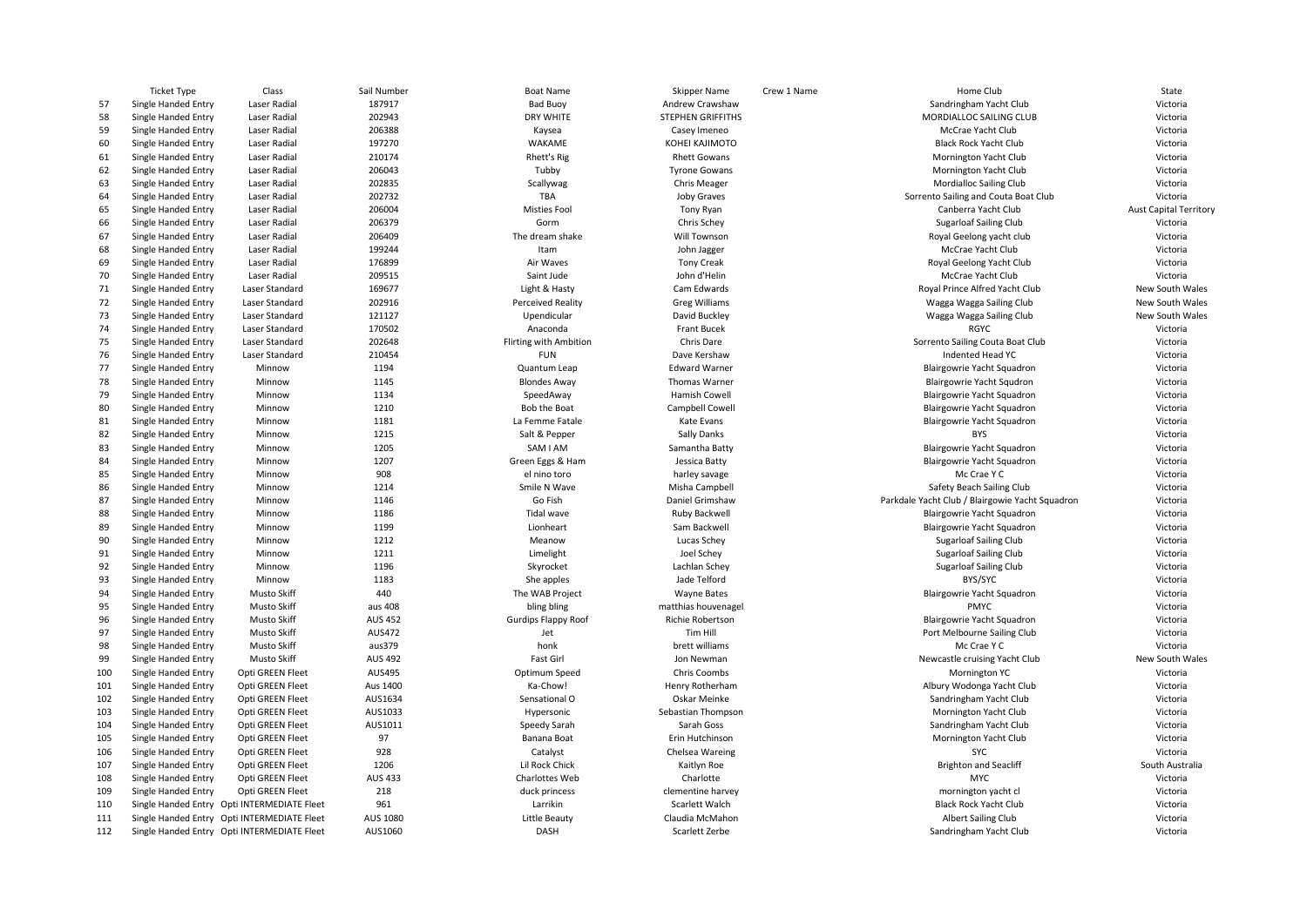| | Ticket Type | Class | Sail Number | Boat Name | Skipper Name | Crew 1 Name | Home Club | State |
|---|---|---|---|---|---|---|---|---|
| 57 | Single Handed Entry | Laser Radial | 187917 | Bad Buoy | Andrew Crawshaw | | Sandringham Yacht Club | Victoria |
| 58 | Single Handed Entry | Laser Radial | 202943 | DRY WHITE | STEPHEN GRIFFITHS | | MORDIALLOC SAILING CLUB | Victoria |
| 59 | Single Handed Entry | Laser Radial | 206388 | Kaysea | Casey Imeneo | | McCrae Yacht Club | Victoria |
| 60 | Single Handed Entry | Laser Radial | 197270 | WAKAME | KOHEI KAJIMOTO | | Black Rock Yacht Club | Victoria |
| 61 | Single Handed Entry | Laser Radial | 210174 | Rhett's Rig | Rhett Gowans | | Mornington Yacht Club | Victoria |
| 62 | Single Handed Entry | Laser Radial | 206043 | Tubby | Tyrone Gowans | | Mornington Yacht Club | Victoria |
| 63 | Single Handed Entry | Laser Radial | 202835 | Scallywag | Chris Meager | | Mordialloc Sailing Club | Victoria |
| 64 | Single Handed Entry | Laser Radial | 202732 | TBA | Joby Graves | | Sorrento Sailing and Couta Boat Club | Victoria |
| 65 | Single Handed Entry | Laser Radial | 206004 | Misties Fool | Tony Ryan | | Canberra Yacht Club | Aust Capital Territory |
| 66 | Single Handed Entry | Laser Radial | 206379 | Gorm | Chris Schey | | Sugarloaf Sailing Club | Victoria |
| 67 | Single Handed Entry | Laser Radial | 206409 | The dream shake | Will Townson | | Royal Geelong yacht club | Victoria |
| 68 | Single Handed Entry | Laser Radial | 199244 | Itam | John Jagger | | McCrae Yacht Club | Victoria |
| 69 | Single Handed Entry | Laser Radial | 176899 | Air Waves | Tony Creak | | Royal Geelong Yacht Club | Victoria |
| 70 | Single Handed Entry | Laser Radial | 209515 | Saint Jude | John d'Helin | | McCrae Yacht Club | Victoria |
| 71 | Single Handed Entry | Laser Standard | 169677 | Light & Hasty | Cam Edwards | | Royal Prince Alfred Yacht Club | New South Wales |
| 72 | Single Handed Entry | Laser Standard | 202916 | Perceived Reality | Greg Williams | | Wagga Wagga Sailing Club | New South Wales |
| 73 | Single Handed Entry | Laser Standard | 121127 | Upendicular | David Buckley | | Wagga Wagga Sailing Club | New South Wales |
| 74 | Single Handed Entry | Laser Standard | 170502 | Anaconda | Frant Bucek | | RGYC | Victoria |
| 75 | Single Handed Entry | Laser Standard | 202648 | Flirting with Ambition | Chris Dare | | Sorrento Sailing Couta Boat Club | Victoria |
| 76 | Single Handed Entry | Laser Standard | 210454 | FUN | Dave Kershaw | | Indented Head YC | Victoria |
| 77 | Single Handed Entry | Minnow | 1194 | Quantum Leap | Edward Warner | | Blairgowrie Yacht Squadron | Victoria |
| 78 | Single Handed Entry | Minnow | 1145 | Blondes Away | Thomas Warner | | Blairgowrie Yacht Squdron | Victoria |
| 79 | Single Handed Entry | Minnow | 1134 | SpeedAway | Hamish Cowell | | Blairgowrie Yacht Squadron | Victoria |
| 80 | Single Handed Entry | Minnow | 1210 | Bob the Boat | Campbell Cowell | | Blairgowrie Yacht Squadron | Victoria |
| 81 | Single Handed Entry | Minnow | 1181 | La Femme Fatale | Kate Evans | | Blairgowrie Yacht Squadron | Victoria |
| 82 | Single Handed Entry | Minnow | 1215 | Salt & Pepper | Sally Danks | | BYS | Victoria |
| 83 | Single Handed Entry | Minnow | 1205 | SAM I AM | Samantha Batty | | Blairgowrie Yacht Squadron | Victoria |
| 84 | Single Handed Entry | Minnow | 1207 | Green Eggs & Ham | Jessica Batty | | Blairgowrie Yacht Squadron | Victoria |
| 85 | Single Handed Entry | Minnow | 908 | el nino toro | harley savage | | Mc Crae Y C | Victoria |
| 86 | Single Handed Entry | Minnow | 1214 | Smile N Wave | Misha Campbell | | Safety Beach Sailing Club | Victoria |
| 87 | Single Handed Entry | Minnow | 1146 | Go Fish | Daniel Grimshaw | | Parkdale Yacht Club / Blairgowie Yacht Squadron | Victoria |
| 88 | Single Handed Entry | Minnow | 1186 | Tidal wave | Ruby Backwell | | Blairgowrie Yacht Squadron | Victoria |
| 89 | Single Handed Entry | Minnow | 1199 | Lionheart | Sam Backwell | | Blairgowrie Yacht Squadron | Victoria |
| 90 | Single Handed Entry | Minnow | 1212 | Meanow | Lucas Schey | | Sugarloaf Sailing Club | Victoria |
| 91 | Single Handed Entry | Minnow | 1211 | Limelight | Joel Schey | | Sugarloaf Sailing Club | Victoria |
| 92 | Single Handed Entry | Minnow | 1196 | Skyrocket | Lachlan Schey | | Sugarloaf Sailing Club | Victoria |
| 93 | Single Handed Entry | Minnow | 1183 | She apples | Jade Telford | | BYS/SYC | Victoria |
| 94 | Single Handed Entry | Musto Skiff | 440 | The WAB Project | Wayne Bates | | Blairgowrie Yacht Squadron | Victoria |
| 95 | Single Handed Entry | Musto Skiff | aus 408 | bling bling | matthias houvenagel | | PMYC | Victoria |
| 96 | Single Handed Entry | Musto Skiff | AUS 452 | Gurdips Flappy Roof | Richie Robertson | | Blairgowrie Yacht Squadron | Victoria |
| 97 | Single Handed Entry | Musto Skiff | AUS472 | Jet | Tim Hill | | Port Melbourne Sailing Club | Victoria |
| 98 | Single Handed Entry | Musto Skiff | aus379 | honk | brett williams | | Mc Crae Y C | Victoria |
| 99 | Single Handed Entry | Musto Skiff | AUS 492 | Fast Girl | Jon Newman | | Newcastle cruising Yacht Club | New South Wales |
| 100 | Single Handed Entry | Opti GREEN Fleet | AUS495 | Optimum Speed | Chris Coombs | | Mornington YC | Victoria |
| 101 | Single Handed Entry | Opti GREEN Fleet | Aus 1400 | Ka-Chow! | Henry Rotherham | | Albury Wodonga Yacht Club | Victoria |
| 102 | Single Handed Entry | Opti GREEN Fleet | AUS1634 | Sensational O | Oskar Meinke | | Sandringham Yacht Club | Victoria |
| 103 | Single Handed Entry | Opti GREEN Fleet | AUS1033 | Hypersonic | Sebastian Thompson | | Mornington Yacht Club | Victoria |
| 104 | Single Handed Entry | Opti GREEN Fleet | AUS1011 | Speedy Sarah | Sarah Goss | | Sandringham Yacht Club | Victoria |
| 105 | Single Handed Entry | Opti GREEN Fleet | 97 | Banana Boat | Erin Hutchinson | | Mornington Yacht Club | Victoria |
| 106 | Single Handed Entry | Opti GREEN Fleet | 928 | Catalyst | Chelsea Wareing | | SYC | Victoria |
| 107 | Single Handed Entry | Opti GREEN Fleet | 1206 | Lil Rock Chick | Kaitlyn Roe | | Brighton and Seacliff | South Australia |
| 108 | Single Handed Entry | Opti GREEN Fleet | AUS 433 | Charlottes Web | Charlotte | | MYC | Victoria |
| 109 | Single Handed Entry | Opti GREEN Fleet | 218 | duck princess | clementine harvey | | mornington yacht cl | Victoria |
| 110 | Single Handed Entry | Opti INTERMEDIATE Fleet | 961 | Larrikin | Scarlett Walch | | Black Rock Yacht Club | Victoria |
| 111 | Single Handed Entry | Opti INTERMEDIATE Fleet | AUS 1080 | Little Beauty | Claudia McMahon | | Albert Sailing Club | Victoria |
| 112 | Single Handed Entry | Opti INTERMEDIATE Fleet | AUS1060 | DASH | Scarlett Zerbe | | Sandringham Yacht Club | Victoria |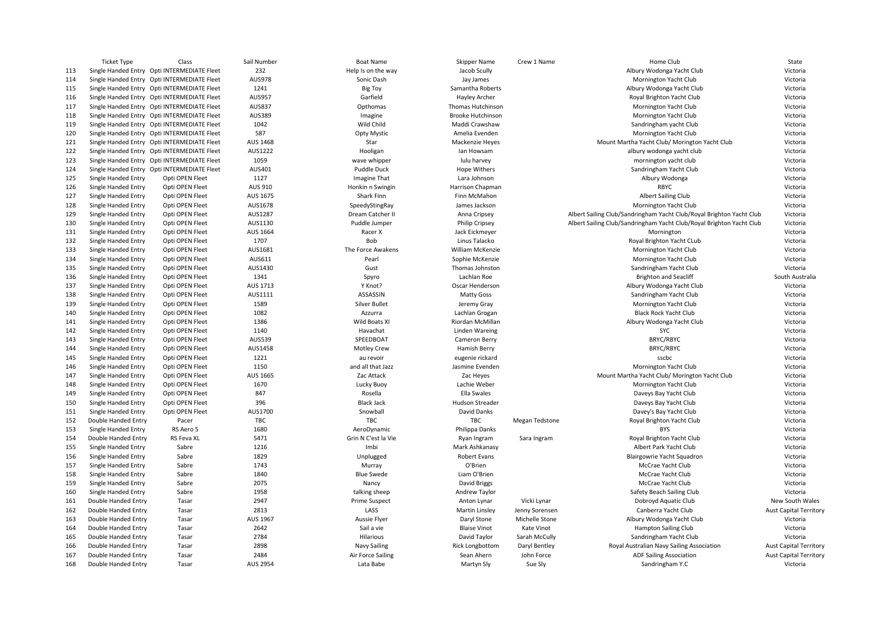| | Ticket Type | Class | Sail Number | Boat Name | Skipper Name | Crew 1 Name | Home Club | State |
|---|---|---|---|---|---|---|---|---|
| 113 | Single Handed Entry | Opti INTERMEDIATE Fleet | 232 | Help Is on the way | Jacob Scully | | Albury Wodonga Yacht Club | Victoria |
| 114 | Single Handed Entry | Opti INTERMEDIATE Fleet | AUS978 | Sonic Dash | Jay James | | Mornington Yacht Club | Victoria |
| 115 | Single Handed Entry | Opti INTERMEDIATE Fleet | 1241 | Big Toy | Samantha Roberts | | Albury Wodonga Yacht Club | Victoria |
| 116 | Single Handed Entry | Opti INTERMEDIATE Fleet | AUS957 | Garfield | Hayley Archer | | Royal Brighton Yacht Club | Victoria |
| 117 | Single Handed Entry | Opti INTERMEDIATE Fleet | AUS837 | Opthomas | Thomas Hutchinson | | Mornington Yacht Club | Victoria |
| 118 | Single Handed Entry | Opti INTERMEDIATE Fleet | AUS389 | Imagine | Brooke Hutchinson | | Mornington Yacht Club | Victoria |
| 119 | Single Handed Entry | Opti INTERMEDIATE Fleet | 1042 | Wild Child | Maddi Crawshaw | | Sandringham yacht Club | Victoria |
| 120 | Single Handed Entry | Opti INTERMEDIATE Fleet | 587 | Opty Mystic | Amelia Evenden | | Mornington Yacht Club | Victoria |
| 121 | Single Handed Entry | Opti INTERMEDIATE Fleet | AUS 1468 | Star | Mackenzie Heyes | | Mount Martha Yacht Club/ Morington Yacht Club | Victoria |
| 122 | Single Handed Entry | Opti INTERMEDIATE Fleet | AUS1222 | Hooligan | Ian Howsam | | albury wodonga yacht club | Victoria |
| 123 | Single Handed Entry | Opti INTERMEDIATE Fleet | 1059 | wave whipper | lulu harvey | | mornington yacht club | Victoria |
| 124 | Single Handed Entry | Opti INTERMEDIATE Fleet | AUS401 | Puddle Duck | Hope Withers | | Sandringham Yacht Club | Victoria |
| 125 | Single Handed Entry | Opti OPEN Fleet | 1127 | Imagine That | Lara Johnson | | Albury Wodonga | Victoria |
| 126 | Single Handed Entry | Opti OPEN Fleet | AUS 910 | Honkin n Swingin | Harrison Chapman | | RBYC | Victoria |
| 127 | Single Handed Entry | Opti OPEN Fleet | AUS 1675 | Shark Finn | Finn McMahon | | Albert Sailing Club | Victoria |
| 128 | Single Handed Entry | Opti OPEN Fleet | AUS1678 | SpeedyStingRay | James Jackson | | Mornington Yacht Club | Victoria |
| 129 | Single Handed Entry | Opti OPEN Fleet | AUS1287 | Dream Catcher II | Anna Cripsey | | Albert Sailing Club/Sandringham Yacht Club/Royal Brighton Yacht Club | Victoria |
| 130 | Single Handed Entry | Opti OPEN Fleet | AUS1130 | Puddle Jumper | Philip Cripsey | | Albert Sailing Club/Sandringham Yacht Club/Royal Brighton Yacht Club | Victoria |
| 131 | Single Handed Entry | Opti OPEN Fleet | AUS 1664 | Racer X | Jack Eickmeyer | | Mornington | Victoria |
| 132 | Single Handed Entry | Opti OPEN Fleet | 1707 | Bob | Linus Talacko | | Royal Brighton Yacht CLub | Victoria |
| 133 | Single Handed Entry | Opti OPEN Fleet | AUS1681 | The Force Awakens | William McKenzie | | Mornington Yacht Club | Victoria |
| 134 | Single Handed Entry | Opti OPEN Fleet | AUS611 | Pearl | Sophie McKenzie | | Mornington Yacht Club | Victoria |
| 135 | Single Handed Entry | Opti OPEN Fleet | AUS1430 | Gust | Thomas Johnston | | Sandringham Yacht Club | Victoria |
| 136 | Single Handed Entry | Opti OPEN Fleet | 1341 | Spyro | Lachlan Roe | | Brighton and Seacliff | South Australia |
| 137 | Single Handed Entry | Opti OPEN Fleet | AUS 1713 | Y Knot? | Oscar Henderson | | Albury Wodonga Yacht Club | Victoria |
| 138 | Single Handed Entry | Opti OPEN Fleet | AUS1111 | ASSASSIN | Matty Goss | | Sandringham Yacht Club | Victoria |
| 139 | Single Handed Entry | Opti OPEN Fleet | 1589 | Silver Bullet | Jeremy Gray | | Mornington Yacht Club | Victoria |
| 140 | Single Handed Entry | Opti OPEN Fleet | 1082 | Azzurra | Lachlan Grogan | | Black Rock Yacht Club | Victoria |
| 141 | Single Handed Entry | Opti OPEN Fleet | 1386 | Wild Boats XI | Riordan McMillan | | Albury Wodonga Yacht Club | Victoria |
| 142 | Single Handed Entry | Opti OPEN Fleet | 1140 | Havachat | Linden Wareing | | SYC | Victoria |
| 143 | Single Handed Entry | Opti OPEN Fleet | AUS539 | SPEEDBOAT | Cameron Berry | | BRYC/RBYC | Victoria |
| 144 | Single Handed Entry | Opti OPEN Fleet | AUS1458 | Motley Crew | Hamish Berry | | BRYC/RBYC | Victoria |
| 145 | Single Handed Entry | Opti OPEN Fleet | 1221 | au revoir | eugenie rickard | | sscbc | Victoria |
| 146 | Single Handed Entry | Opti OPEN Fleet | 1150 | and all that Jazz | Jasmine Evenden | | Mornington Yacht Club | Victoria |
| 147 | Single Handed Entry | Opti OPEN Fleet | AUS 1665 | Zac Attack | Zac Heyes | | Mount Martha Yacht Club/ Morington Yacht Club | Victoria |
| 148 | Single Handed Entry | Opti OPEN Fleet | 1670 | Lucky Buoy | Lachie Weber | | Mornington Yacht Club | Victoria |
| 149 | Single Handed Entry | Opti OPEN Fleet | 847 | Rosella | Ella Swales | | Daveys Bay Yacht Club | Victoria |
| 150 | Single Handed Entry | Opti OPEN Fleet | 396 | Black Jack | Hudson Streader | | Daveys Bay Yacht Club | Victoria |
| 151 | Single Handed Entry | Opti OPEN Fleet | AUS1700 | Snowball | David Danks | | Davey's Bay Yacht Club | Victoria |
| 152 | Double Handed Entry | Pacer | TBC | TBC | TBC | Megan Tedstone | Royal Brighton Yacht Club | Victoria |
| 153 | Single Handed Entry | RS Aero 5 | 1680 | AeroDynamic | Philippa Danks | | BYS | Victoria |
| 154 | Double Handed Entry | RS Feva XL | 5471 | Grin N C'est la Vie | Ryan Ingram | Sara Ingram | Royal Brighton Yacht Club | Victoria |
| 155 | Single Handed Entry | Sabre | 1216 | Imbi | Mark Ashkanasy | | Albert Park Yacht Club | Victoria |
| 156 | Single Handed Entry | Sabre | 1829 | Unplugged | Robert Evans | | Blairgowrie Yacht Squadron | Victoria |
| 157 | Single Handed Entry | Sabre | 1743 | Murray | O'Brien | | McCrae Yacht Club | Victoria |
| 158 | Single Handed Entry | Sabre | 1840 | Blue Swede | Liam O'Brien | | McCrae Yacht Club | Victoria |
| 159 | Single Handed Entry | Sabre | 2075 | Nancy | David Briggs | | McCrae Yacht Club | Victoria |
| 160 | Single Handed Entry | Sabre | 1958 | talking sheep | Andrew Taylor | | Safety Beach Sailing Club | Victoria |
| 161 | Double Handed Entry | Tasar | 2947 | Prime Suspect | Anton Lynar | Vicki Lynar | Dobroyd Aquatic Club | New South Wales |
| 162 | Double Handed Entry | Tasar | 2813 | LASS | Martin Linsley | Jenny Sorensen | Canberra Yacht Club | Aust Capital Territory |
| 163 | Double Handed Entry | Tasar | AUS 1967 | Aussie Flyer | Daryl Stone | Michelle Stone | Albury Wodonga Yacht Club | Victoria |
| 164 | Double Handed Entry | Tasar | 2642 | Sail a vie | Blaise Vinot | Kate Vinot | Hampton Sailing Club | Victoria |
| 165 | Double Handed Entry | Tasar | 2784 | Hilarious | David Taylor | Sarah McCully | Sandringham Yacht Club | Victoria |
| 166 | Double Handed Entry | Tasar | 2898 | Navy Sailing | Rick Longbottom | Daryl Bentley | Royal Australian Navy Sailing Association | Aust Capital Territory |
| 167 | Double Handed Entry | Tasar | 2484 | Air Force Sailing | Sean Ahern | John Force | ADF Sailing Association | Aust Capital Territory |
| 168 | Double Handed Entry | Tasar | AUS 2954 | Lata Babe | Martyn Sly | Sue Sly | Sandringham Y.C | Victoria |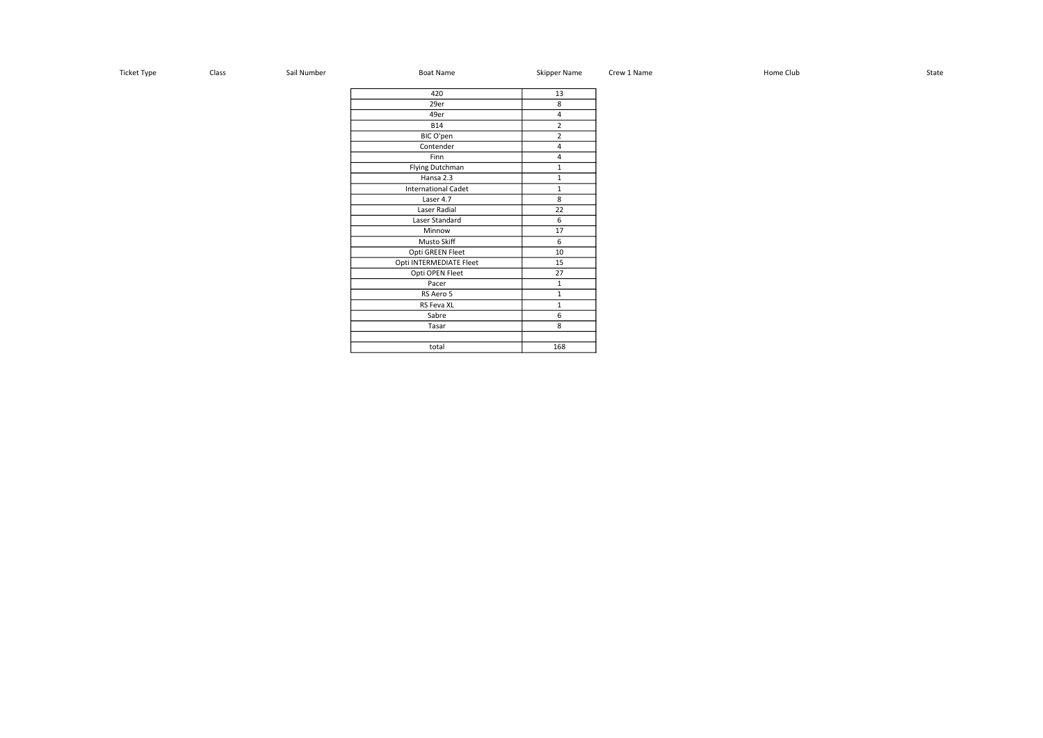Ticket Type | Class | Sail Number | Boat Name | Skipper Name | Crew 1 Name | Home Club | State

| | |
|---|---|
| 420 | 13 |
| 29er | 8 |
| 49er | 4 |
| B14 | 2 |
| BIC O'pen | 2 |
| Contender | 4 |
| Finn | 4 |
| Flying Dutchman | 1 |
| Hansa 2.3 | 1 |
| International Cadet | 1 |
| Laser 4.7 | 8 |
| Laser Radial | 22 |
| Laser Standard | 6 |
| Minnow | 17 |
| Musto Skiff | 6 |
| Opti GREEN Fleet | 10 |
| Opti INTERMEDIATE Fleet | 15 |
| Opti OPEN Fleet | 27 |
| Pacer | 1 |
| RS Aero 5 | 1 |
| RS Feva XL | 1 |
| Sabre | 6 |
| Tasar | 8 |
| | |
| total | 168 |